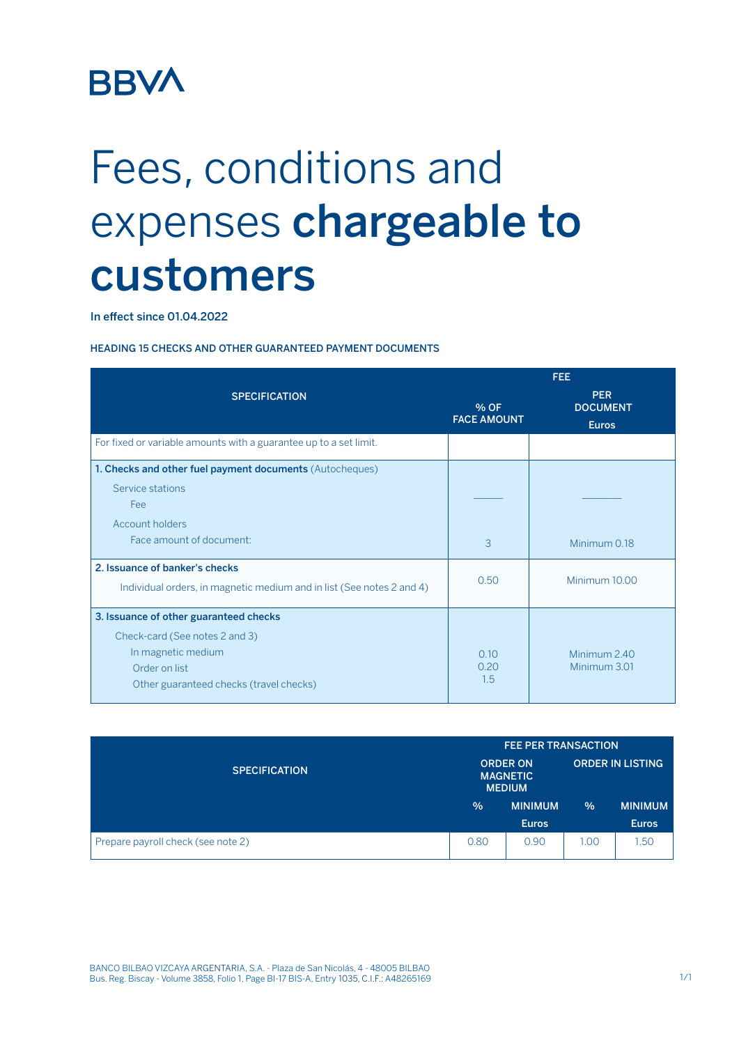BBVA

# Fees, conditions and expenses **chargeable to customers**

**In effect since 01.04.2022**

**HEADING 15 CHECKS AND OTHER GUARANTEED PAYMENT DOCUMENTS**

| SPECIFICATION | FEE | |
|---|---|---|
| | % OF FACE AMOUNT | PER DOCUMENT Euros |
| For fixed or variable amounts with a guarantee up to a set limit. | | |
| **1. Checks and other fuel payment documents** (Autocheques) | | |
| Service stations | | |
| Fee | ——— | ——— |
| Account holders | | |
| Face amount of document: | 3 | Minimum 0.18 |
| **2. Issuance of banker's checks** | | |
| Individual orders, in magnetic medium and in list (See notes 2 and 4) | 0.50 | Minimum 10.00 |
| **3. Issuance of other guaranteed checks** | | |
| Check-card (See notes 2 and 3) | | |
| In magnetic medium | 0.10 | Minimum 2.40 |
| Order on list | 0.20 | Minimum 3.01 |
| Other guaranteed checks (travel checks) | 1.5 | |

| SPECIFICATION | FEE PER TRANSACTION | | | |
|---|---|---|---|---|
| | ORDER ON MAGNETIC MEDIUM | | ORDER IN LISTING | |
| | % | MINIMUM Euros | % | MINIMUM Euros |
| Prepare payroll check (see note 2) | 0.80 | 0.90 | 1.00 | 1.50 |

BANCO BILBAO VIZCAYA ARGENTARIA, S.A. - Plaza de San Nicolás, 4 - 48005 BILBAO
Bus. Reg. Biscay - Volume 3858, Folio 1, Page BI-17 BIS-A, Entry 1035, C.I.F.: A48265169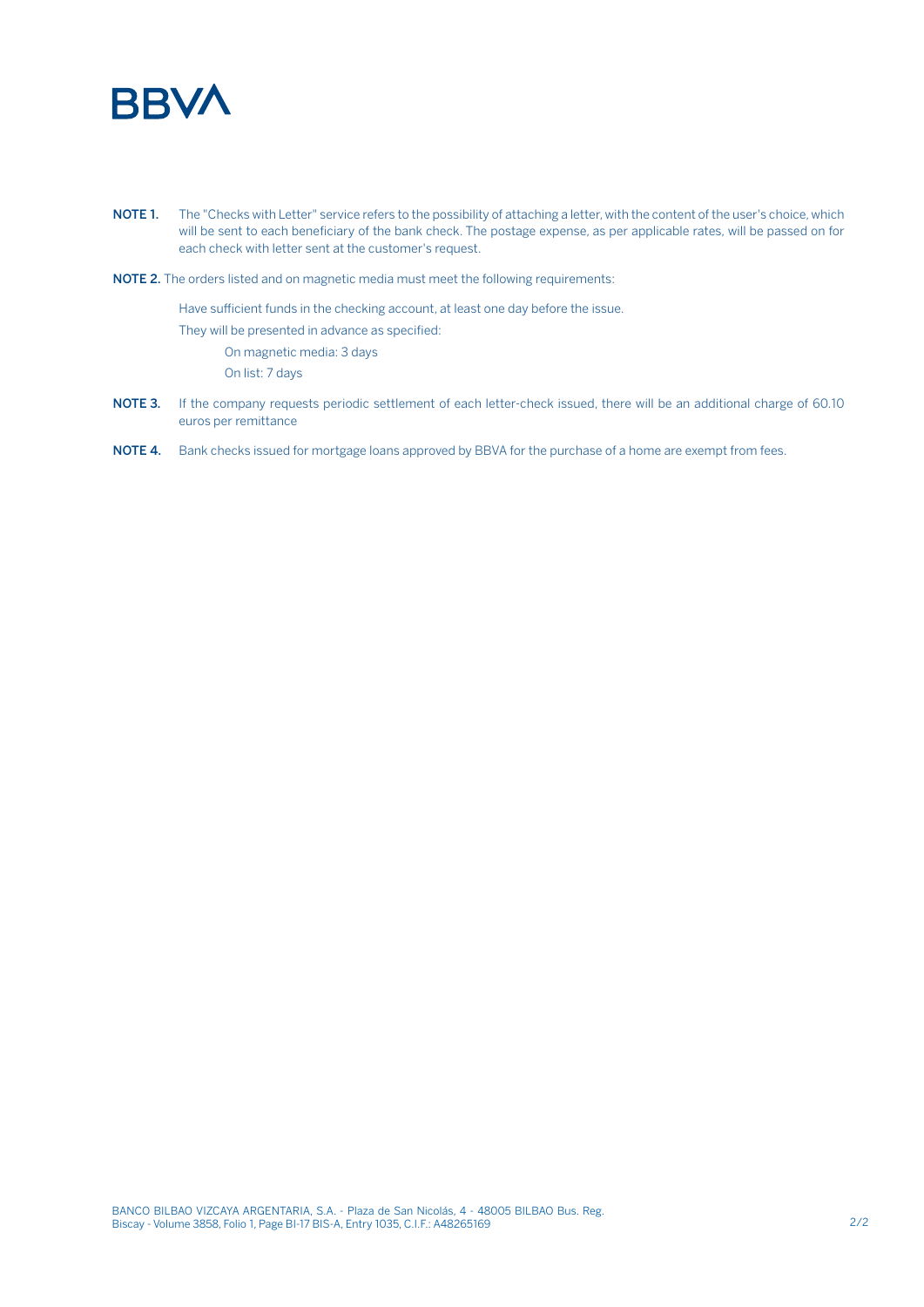**BBVA**

**NOTE 1.** The "Checks with Letter" service refers to the possibility of attaching a letter, with the content of the user's choice, which will be sent to each beneficiary of the bank check. The postage expense, as per applicable rates, will be passed on for each check with letter sent at the customer's request.

**NOTE 2.** The orders listed and on magnetic media must meet the following requirements:

Have sufficient funds in the checking account, at least one day before the issue.

They will be presented in advance as specified:

On magnetic media: 3 days

On list: 7 days

**NOTE 3.** If the company requests periodic settlement of each letter-check issued, there will be an additional charge of 60.10 euros per remittance

**NOTE 4.** Bank checks issued for mortgage loans approved by BBVA for the purchase of a home are exempt from fees.

BANCO BILBAO VIZCAYA ARGENTARIA, S.A. - Plaza de San Nicolás, 4 - 48005 BILBAO Bus. Reg. Biscay - Volume 3858, Folio 1, Page BI-17 BIS-A, Entry 1035, C.I.F.: A48265169